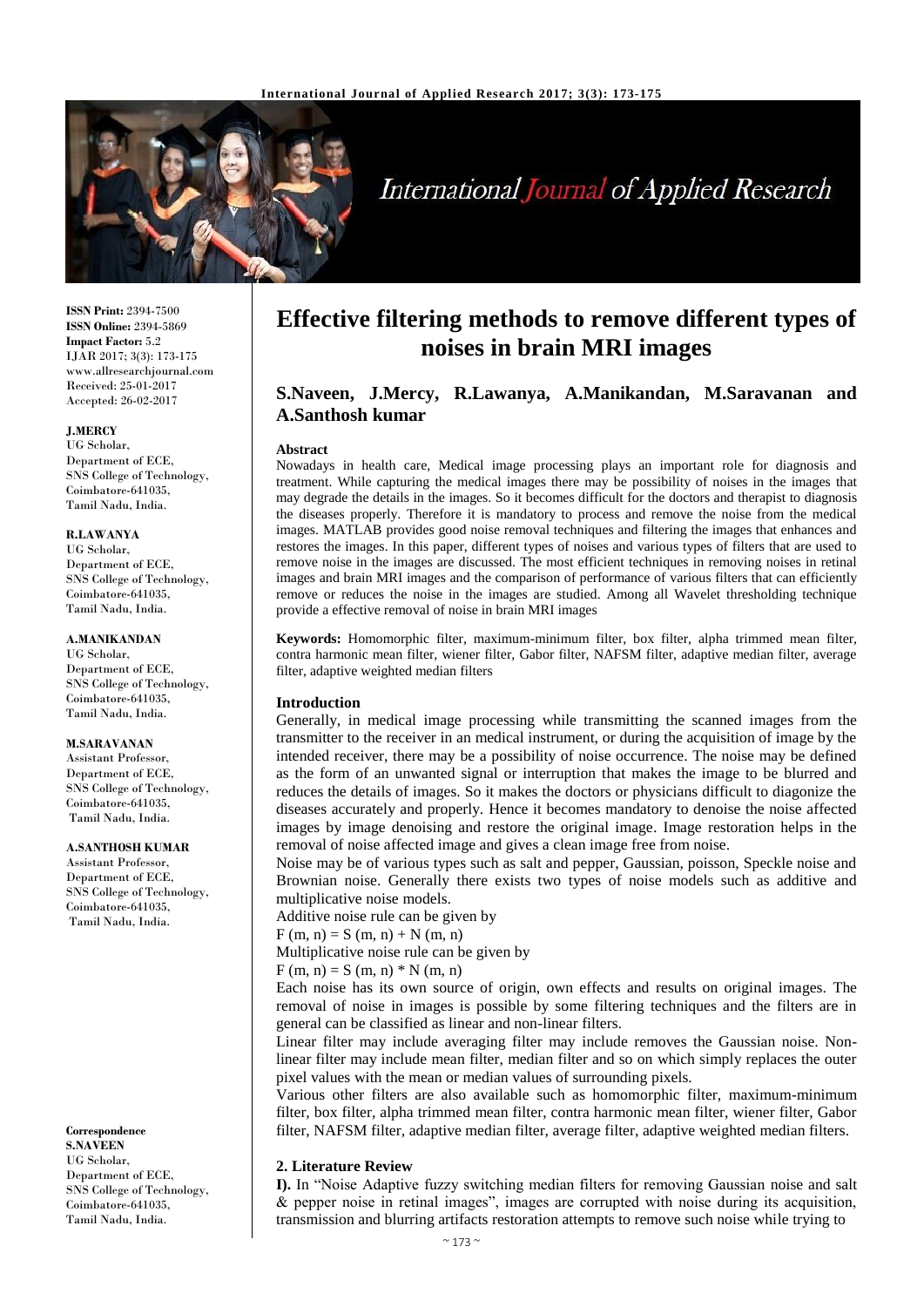# Effective filtering methods to remove different types of noises in brain MRI images

**S.Naveen, J.Mercy, R.Lawanya, A.Manikandan, M.Saravanan and A.Santhosh kumar**

**ISSN Print:** 2394-7500
**ISSN Online:** 2394-5869
**Impact Factor:** 5.2
IJAR 2017; 3(3): 173-175
www.allresearchjournal.com
Received: 25-01-2017
Accepted: 26-02-2017

**J.MERCY**
UG Scholar,
Department of ECE,
SNS College of Technology,
Coimbatore-641035,
Tamil Nadu, India.

**R.LAWANYA**
UG Scholar,
Department of ECE,
SNS College of Technology,
Coimbatore-641035,
Tamil Nadu, India.

**A.MANIKANDAN**
UG Scholar,
Department of ECE,
SNS College of Technology,
Coimbatore-641035,
Tamil Nadu, India.

**M.SARAVANAN**
Assistant Professor,
Department of ECE,
SNS College of Technology,
Coimbatore-641035,
Tamil Nadu, India.

**A.SANTHOSH KUMAR**
Assistant Professor,
Department of ECE,
SNS College of Technology,
Coimbatore-641035,
Tamil Nadu, India.

**Correspondence**
**S.NAVEEN**
UG Scholar,
Department of ECE,
SNS College of Technology,
Coimbatore-641035,
Tamil Nadu, India.

**Abstract**

Nowadays in health care, Medical image processing plays an important role for diagnosis and treatment. While capturing the medical images there may be possibility of noises in the images that may degrade the details in the images. So it becomes difficult for the doctors and therapist to diagnosis the diseases properly. Therefore it is mandatory to process and remove the noise from the medical images. MATLAB provides good noise removal techniques and filtering the images that enhances and restores the images. In this paper, different types of noises and various types of filters that are used to remove noise in the images are discussed. The most efficient techniques in removing noises in retinal images and brain MRI images and the comparison of performance of various filters that can efficiently remove or reduces the noise in the images are studied. Among all Wavelet thresholding technique provide a effective removal of noise in brain MRI images

**Keywords:** Homomorphic filter, maximum-minimum filter, box filter, alpha trimmed mean filter, contra harmonic mean filter, wiener filter, Gabor filter, NAFSM filter, adaptive median filter, average filter, adaptive weighted median filters

## Introduction

Generally, in medical image processing while transmitting the scanned images from the transmitter to the receiver in an medical instrument, or during the acquisition of image by the intended receiver, there may be a possibility of noise occurrence. The noise may be defined as the form of an unwanted signal or interruption that makes the image to be blurred and reduces the details of images. So it makes the doctors or physicians difficult to diagonize the diseases accurately and properly. Hence it becomes mandatory to denoise the noise affected images by image denoising and restore the original image. Image restoration helps in the removal of noise affected image and gives a clean image free from noise.

Noise may be of various types such as salt and pepper, Gaussian, poisson, Speckle noise and Brownian noise. Generally there exists two types of noise models such as additive and multiplicative noise models.

Additive noise rule can be given by

$$F(m, n) = S(m, n) + N(m, n)$$

Multiplicative noise rule can be given by

$$F(m, n) = S(m, n) * N(m, n)$$

Each noise has its own source of origin, own effects and results on original images. The removal of noise in images is possible by some filtering techniques and the filters are in general can be classified as linear and non-linear filters.

Linear filter may include averaging filter may include removes the Gaussian noise. Non-linear filter may include mean filter, median filter and so on which simply replaces the outer pixel values with the mean or median values of surrounding pixels.

Various other filters are also available such as homomorphic filter, maximum-minimum filter, box filter, alpha trimmed mean filter, contra harmonic mean filter, wiener filter, Gabor filter, NAFSM filter, adaptive median filter, average filter, adaptive weighted median filters.

## 2. Literature Review

**I).** In "Noise Adaptive fuzzy switching median filters for removing Gaussian noise and salt & pepper noise in retinal images", images are corrupted with noise during its acquisition, transmission and blurring artifacts restoration attempts to remove such noise while trying to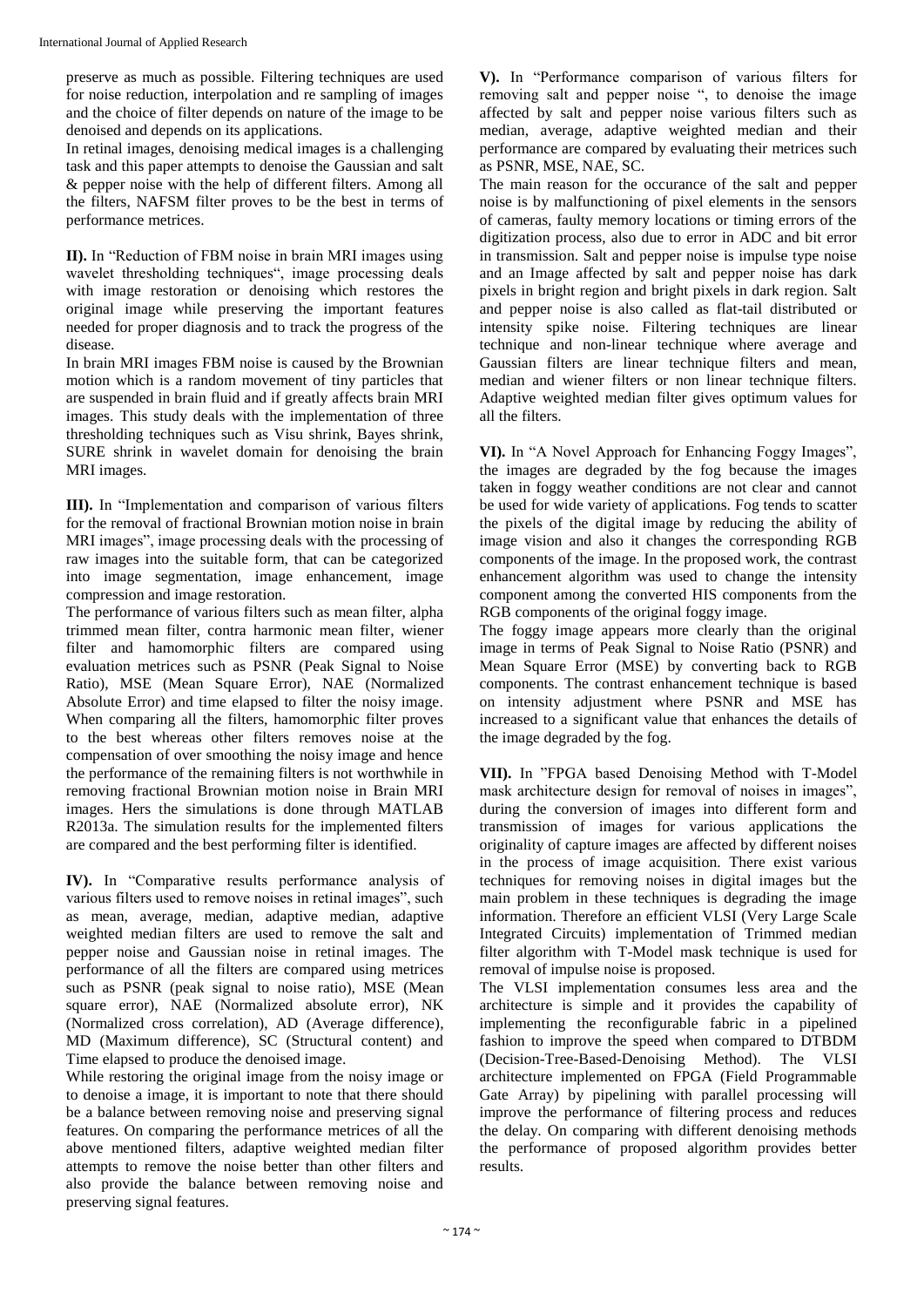preserve as much as possible. Filtering techniques are used for noise reduction, interpolation and re sampling of images and the choice of filter depends on nature of the image to be denoised and depends on its applications.

In retinal images, denoising medical images is a challenging task and this paper attempts to denoise the Gaussian and salt & pepper noise with the help of different filters. Among all the filters, NAFSM filter proves to be the best in terms of performance metrices.

**II).** In "Reduction of FBM noise in brain MRI images using wavelet thresholding techniques", image processing deals with image restoration or denoising which restores the original image while preserving the important features needed for proper diagnosis and to track the progress of the disease.

In brain MRI images FBM noise is caused by the Brownian motion which is a random movement of tiny particles that are suspended in brain fluid and if greatly affects brain MRI images. This study deals with the implementation of three thresholding techniques such as Visu shrink, Bayes shrink, SURE shrink in wavelet domain for denoising the brain MRI images.

**III).** In "Implementation and comparison of various filters for the removal of fractional Brownian motion noise in brain MRI images", image processing deals with the processing of raw images into the suitable form, that can be categorized into image segmentation, image enhancement, image compression and image restoration.

The performance of various filters such as mean filter, alpha trimmed mean filter, contra harmonic mean filter, wiener filter and hamomorphic filters are compared using evaluation metrices such as PSNR (Peak Signal to Noise Ratio), MSE (Mean Square Error), NAE (Normalized Absolute Error) and time elapsed to filter the noisy image. When comparing all the filters, hamomorphic filter proves to the best whereas other filters removes noise at the compensation of over smoothing the noisy image and hence the performance of the remaining filters is not worthwhile in removing fractional Brownian motion noise in Brain MRI images. Hers the simulations is done through MATLAB R2013a. The simulation results for the implemented filters are compared and the best performing filter is identified.

**IV).** In "Comparative results performance analysis of various filters used to remove noises in retinal images", such as mean, average, median, adaptive median, adaptive weighted median filters are used to remove the salt and pepper noise and Gaussian noise in retinal images. The performance of all the filters are compared using metrices such as PSNR (peak signal to noise ratio), MSE (Mean square error), NAE (Normalized absolute error), NK (Normalized cross correlation), AD (Average difference), MD (Maximum difference), SC (Structural content) and Time elapsed to produce the denoised image.

While restoring the original image from the noisy image or to denoise a image, it is important to note that there should be a balance between removing noise and preserving signal features. On comparing the performance metrices of all the above mentioned filters, adaptive weighted median filter attempts to remove the noise better than other filters and also provide the balance between removing noise and preserving signal features.

**V).** In "Performance comparison of various filters for removing salt and pepper noise ", to denoise the image affected by salt and pepper noise various filters such as median, average, adaptive weighted median and their performance are compared by evaluating their metrices such as PSNR, MSE, NAE, SC.

The main reason for the occurance of the salt and pepper noise is by malfunctioning of pixel elements in the sensors of cameras, faulty memory locations or timing errors of the digitization process, also due to error in ADC and bit error in transmission. Salt and pepper noise is impulse type noise and an Image affected by salt and pepper noise has dark pixels in bright region and bright pixels in dark region. Salt and pepper noise is also called as flat-tail distributed or intensity spike noise. Filtering techniques are linear technique and non-linear technique where average and Gaussian filters are linear technique filters and mean, median and wiener filters or non linear technique filters. Adaptive weighted median filter gives optimum values for all the filters.

**VI).** In "A Novel Approach for Enhancing Foggy Images", the images are degraded by the fog because the images taken in foggy weather conditions are not clear and cannot be used for wide variety of applications. Fog tends to scatter the pixels of the digital image by reducing the ability of image vision and also it changes the corresponding RGB components of the image. In the proposed work, the contrast enhancement algorithm was used to change the intensity component among the converted HIS components from the RGB components of the original foggy image.

The foggy image appears more clearly than the original image in terms of Peak Signal to Noise Ratio (PSNR) and Mean Square Error (MSE) by converting back to RGB components. The contrast enhancement technique is based on intensity adjustment where PSNR and MSE has increased to a significant value that enhances the details of the image degraded by the fog.

**VII).** In "FPGA based Denoising Method with T-Model mask architecture design for removal of noises in images", during the conversion of images into different form and transmission of images for various applications the originality of capture images are affected by different noises in the process of image acquisition. There exist various techniques for removing noises in digital images but the main problem in these techniques is degrading the image information. Therefore an efficient VLSI (Very Large Scale Integrated Circuits) implementation of Trimmed median filter algorithm with T-Model mask technique is used for removal of impulse noise is proposed.

The VLSI implementation consumes less area and the architecture is simple and it provides the capability of implementing the reconfigurable fabric in a pipelined fashion to improve the speed when compared to DTBDM (Decision-Tree-Based-Denoising Method). The VLSI architecture implemented on FPGA (Field Programmable Gate Array) by pipelining with parallel processing will improve the performance of filtering process and reduces the delay. On comparing with different denoising methods the performance of proposed algorithm provides better results.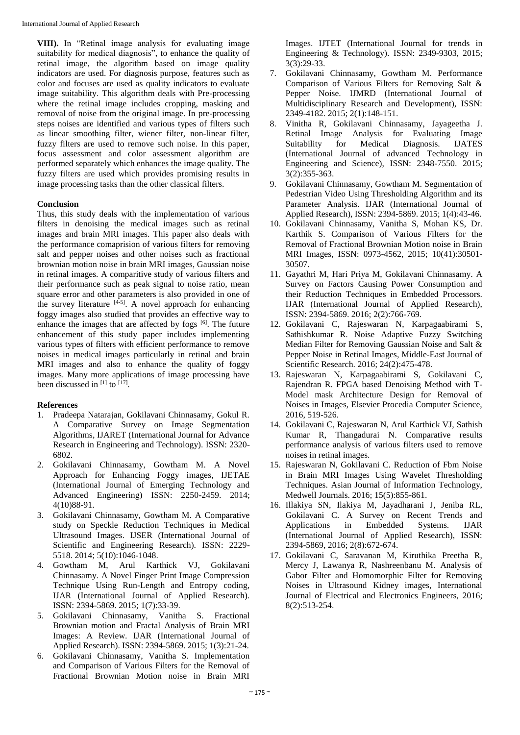**VIII).** In "Retinal image analysis for evaluating image suitability for medical diagnosis", to enhance the quality of retinal image, the algorithm based on image quality indicators are used. For diagnosis purpose, features such as color and focuses are used as quality indicators to evaluate image suitability. This algorithm deals with Pre-processing where the retinal image includes cropping, masking and removal of noise from the original image. In pre-processing steps noises are identified and various types of filters such as linear smoothing filter, wiener filter, non-linear filter, fuzzy filters are used to remove such noise. In this paper, focus assessment and color assessment algorithm are performed separately which enhances the image quality. The fuzzy filters are used which provides promising results in image processing tasks than the other classical filters.

## Conclusion

Thus, this study deals with the implementation of various filters in denoising the medical images such as retinal images and brain MRI images. This paper also deals with the performance comaprision of various filters for removing salt and pepper noises and other noises such as fractional brownian motion noise in brain MRI images, Gaussian noise in retinal images. A comparitive study of various filters and their performance such as peak signal to noise ratio, mean square error and other parameters is also provided in one of the survey literature [4-5]. A novel approach for enhancing foggy images also studied that provides an effective way to enhance the images that are affected by fogs [6]. The future enhancement of this study paper includes implementing various types of filters with efficient performance to remove noises in medical images particularly in retinal and brain MRI images and also to enhance the quality of foggy images. Many more applications of image processing have been discussed in [1] to [17].

## References

1. Pradeepa Natarajan, Gokilavani Chinnasamy, Gokul R. A Comparative Survey on Image Segmentation Algorithms, IJARET (International Journal for Advance Research in Engineering and Technology). ISSN: 2320-6802.
2. Gokilavani Chinnasamy, Gowtham M. A Novel Approach for Enhancing Foggy images, IJETAE (International Journal of Emerging Technology and Advanced Engineering) ISSN: 2250-2459. 2014; 4(10)88-91.
3. Gokilavani Chinnasamy, Gowtham M. A Comparative study on Speckle Reduction Techniques in Medical Ultrasound Images. IJSER (International Journal of Scientific and Engineering Research). ISSN: 2229-5518. 2014; 5(10):1046-1048.
4. Gowtham M, Arul Karthick VJ, Gokilavani Chinnasamy. A Novel Finger Print Image Compression Technique Using Run-Length and Entropy coding, IJAR (International Journal of Applied Research). ISSN: 2394-5869. 2015; 1(7):33-39.
5. Gokilavani Chinnasamy, Vanitha S. Fractional Brownian motion and Fractal Analysis of Brain MRI Images: A Review. IJAR (International Journal of Applied Research). ISSN: 2394-5869. 2015; 1(3):21-24.
6. Gokilavani Chinnasamy, Vanitha S. Implementation and Comparison of Various Filters for the Removal of Fractional Brownian Motion noise in Brain MRI Images. IJTET (International Journal for trends in Engineering & Technology). ISSN: 2349-9303, 2015; 3(3):29-33.
7. Gokilavani Chinnasamy, Gowtham M. Performance Comparison of Various Filters for Removing Salt & Pepper Noise. IJMRD (International Journal of Multidisciplinary Research and Development), ISSN: 2349-4182. 2015; 2(1):148-151.
8. Vinitha R, Gokilavani Chinnasamy, Jayageetha J. Retinal Image Analysis for Evaluating Image Suitability for Medical Diagnosis. IJATES (International Journal of advanced Technology in Engineering and Science), ISSN: 2348-7550. 2015; 3(2):355-363.
9. Gokilavani Chinnasamy, Gowtham M. Segmentation of Pedestrian Video Using Thresholding Algorithm and its Parameter Analysis. IJAR (International Journal of Applied Research), ISSN: 2394-5869. 2015; 1(4):43-46.
10. Gokilavani Chinnasamy, Vanitha S, Mohan KS, Dr. Karthik S. Comparison of Various Filters for the Removal of Fractional Brownian Motion noise in Brain MRI Images, ISSN: 0973-4562, 2015; 10(41):30501-30507.
11. Gayathri M, Hari Priya M, Gokilavani Chinnasamy. A Survey on Factors Causing Power Consumption and their Reduction Techniques in Embedded Processors. IJAR (International Journal of Applied Research), ISSN: 2394-5869. 2016; 2(2):766-769.
12. Gokilavani C, Rajeswaran N, Karpagaabirami S, Sathishkumar R. Noise Adaptive Fuzzy Switching Median Filter for Removing Gaussian Noise and Salt & Pepper Noise in Retinal Images, Middle-East Journal of Scientific Research. 2016; 24(2):475-478.
13. Rajeswaran N, Karpagaabirami S, Gokilavani C, Rajendran R. FPGA based Denoising Method with T-Model mask Architecture Design for Removal of Noises in Images, Elsevier Procedia Computer Science, 2016, 519-526.
14. Gokilavani C, Rajeswaran N, Arul Karthick VJ, Sathish Kumar R, Thangadurai N. Comparative results performance analysis of various filters used to remove noises in retinal images.
15. Rajeswaran N, Gokilavani C. Reduction of Fbm Noise in Brain MRI Images Using Wavelet Thresholding Techniques. Asian Journal of Information Technology, Medwell Journals. 2016; 15(5):855-861.
16. Illakiya SN, Ilakiya M, Jayadharani J, Jeniba RL, Gokilavani C. A Survey on Recent Trends and Applications in Embedded Systems. IJAR (International Journal of Applied Research), ISSN: 2394-5869, 2016; 2(8):672-674.
17. Gokilavani C, Saravanan M, Kiruthika Preetha R, Mercy J, Lawanya R, Nashreenbanu M. Analysis of Gabor Filter and Homomorphic Filter for Removing Noises in Ultrasound Kidney images, International Journal of Electrical and Electronics Engineers, 2016; 8(2):513-254.